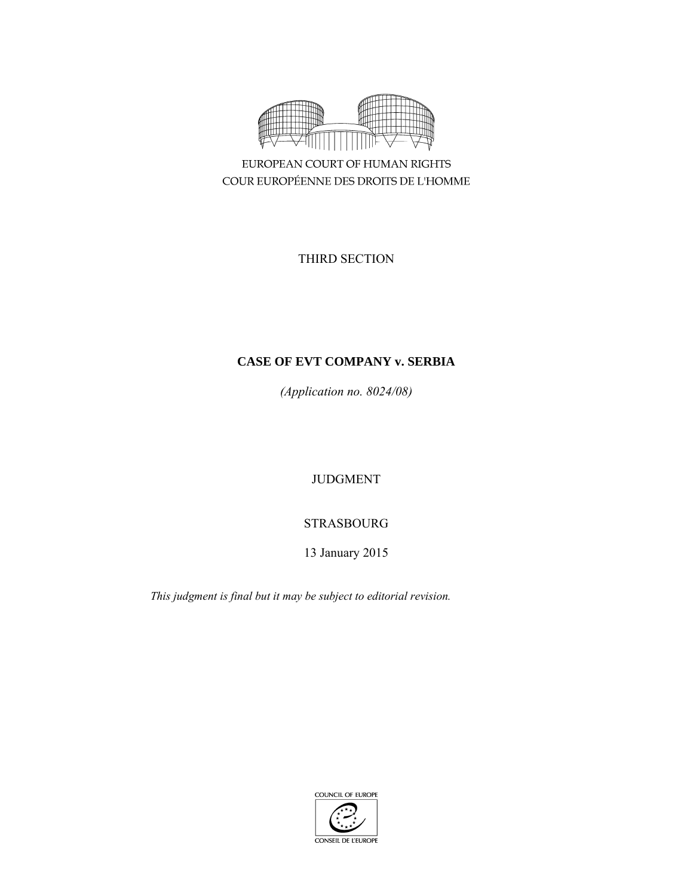EUROPEAN COURT OF HUMAN RIGHTS
COUR EUROPÉENNE DES DROITS DE L'HOMME

THIRD SECTION

**CASE OF EVT COMPANY v. SERBIA**

*(Application no. 8024/08)*

JUDGMENT

STRASBOURG

13 January 2015

*This judgment is final but it may be subject to editorial revision.*

COUNCIL OF EUROPE
CONSEIL DE L'EUROPE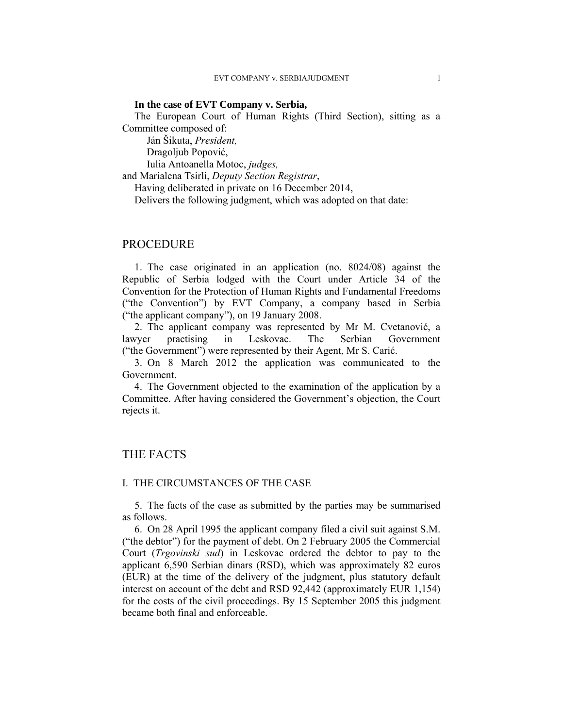**In the case of EVT Company v. Serbia,**

The European Court of Human Rights (Third Section), sitting as a Committee composed of:

Ján Šikuta, *President,*
Dragoljub Popović,
Iulia Antoanella Motoc, *judges,*
and Marialena Tsirli, *Deputy Section Registrar*,

Having deliberated in private on 16 December 2014,

Delivers the following judgment, which was adopted on that date:

# PROCEDURE

1. The case originated in an application (no. 8024/08) against the Republic of Serbia lodged with the Court under Article 34 of the Convention for the Protection of Human Rights and Fundamental Freedoms ("the Convention") by EVT Company, a company based in Serbia ("the applicant company"), on 19 January 2008.

2. The applicant company was represented by Mr M. Cvetanović, a lawyer practising in Leskovac. The Serbian Government ("the Government") were represented by their Agent, Mr S. Carić.

3. On 8 March 2012 the application was communicated to the Government.

4. The Government objected to the examination of the application by a Committee. After having considered the Government's objection, the Court rejects it.

# THE FACTS

## I. THE CIRCUMSTANCES OF THE CASE

5. The facts of the case as submitted by the parties may be summarised as follows.

6. On 28 April 1995 the applicant company filed a civil suit against S.M. ("the debtor") for the payment of debt. On 2 February 2005 the Commercial Court (*Trgovinski sud*) in Leskovac ordered the debtor to pay to the applicant 6,590 Serbian dinars (RSD), which was approximately 82 euros (EUR) at the time of the delivery of the judgment, plus statutory default interest on account of the debt and RSD 92,442 (approximately EUR 1,154) for the costs of the civil proceedings. By 15 September 2005 this judgment became both final and enforceable.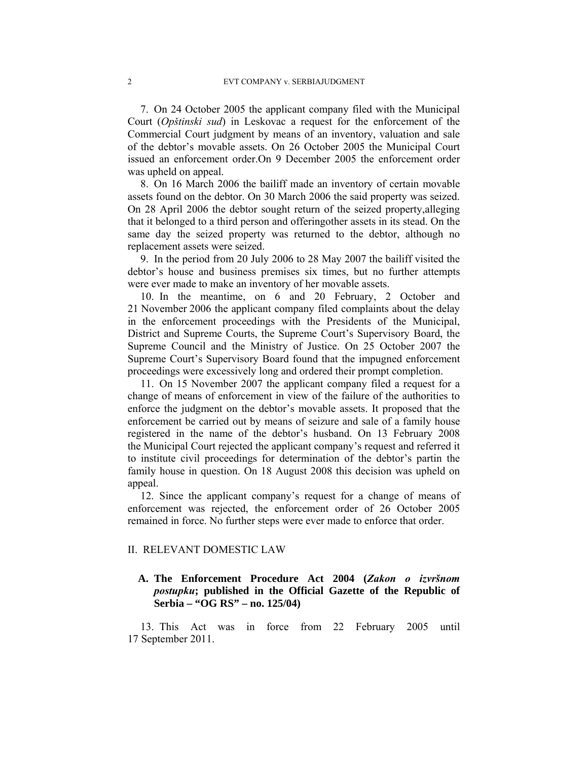7. On 24 October 2005 the applicant company filed with the Municipal Court (*Opštinski sud*) in Leskovac a request for the enforcement of the Commercial Court judgment by means of an inventory, valuation and sale of the debtor's movable assets. On 26 October 2005 the Municipal Court issued an enforcement order.On 9 December 2005 the enforcement order was upheld on appeal.

8. On 16 March 2006 the bailiff made an inventory of certain movable assets found on the debtor. On 30 March 2006 the said property was seized. On 28 April 2006 the debtor sought return of the seized property,alleging that it belonged to a third person and offeringother assets in its stead. On the same day the seized property was returned to the debtor, although no replacement assets were seized.

9. In the period from 20 July 2006 to 28 May 2007 the bailiff visited the debtor's house and business premises six times, but no further attempts were ever made to make an inventory of her movable assets.

10. In the meantime, on 6 and 20 February, 2 October and 21 November 2006 the applicant company filed complaints about the delay in the enforcement proceedings with the Presidents of the Municipal, District and Supreme Courts, the Supreme Court's Supervisory Board, the Supreme Council and the Ministry of Justice. On 25 October 2007 the Supreme Court's Supervisory Board found that the impugned enforcement proceedings were excessively long and ordered their prompt completion.

11. On 15 November 2007 the applicant company filed a request for a change of means of enforcement in view of the failure of the authorities to enforce the judgment on the debtor's movable assets. It proposed that the enforcement be carried out by means of seizure and sale of a family house registered in the name of the debtor's husband. On 13 February 2008 the Municipal Court rejected the applicant company's request and referred it to institute civil proceedings for determination of the debtor's partin the family house in question. On 18 August 2008 this decision was upheld on appeal.

12. Since the applicant company's request for a change of means of enforcement was rejected, the enforcement order of 26 October 2005 remained in force. No further steps were ever made to enforce that order.

## II. RELEVANT DOMESTIC LAW

### A. The Enforcement Procedure Act 2004 (*Zakon o izvršnom postupku*; published in the Official Gazette of the Republic of Serbia – "OG RS" – no. 125/04)

13. This Act was in force from 22 February 2005 until 17 September 2011.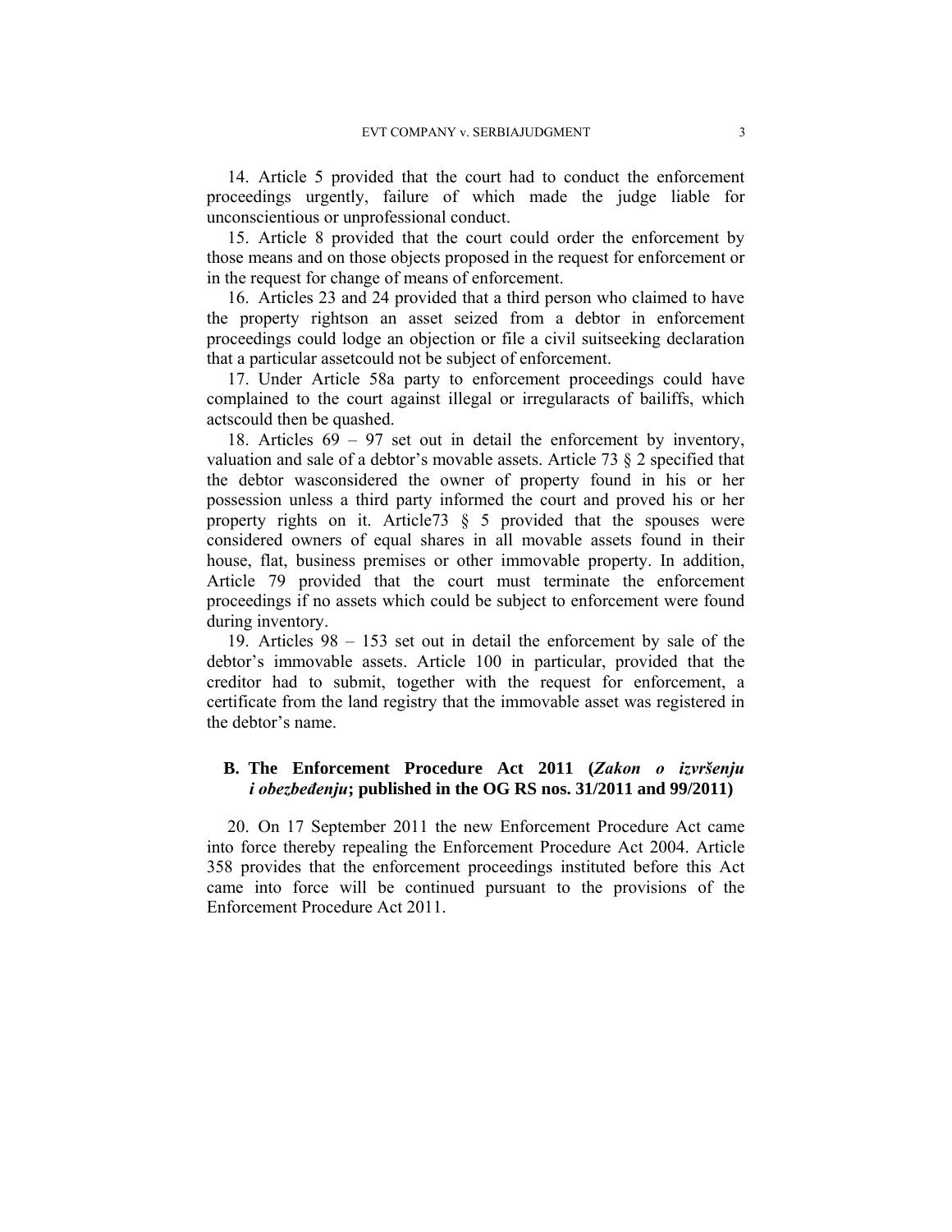14. Article 5 provided that the court had to conduct the enforcement proceedings urgently, failure of which made the judge liable for unconscientious or unprofessional conduct.

15. Article 8 provided that the court could order the enforcement by those means and on those objects proposed in the request for enforcement or in the request for change of means of enforcement.

16. Articles 23 and 24 provided that a third person who claimed to have the property rightson an asset seized from a debtor in enforcement proceedings could lodge an objection or file a civil suitseeking declaration that a particular assetcould not be subject of enforcement.

17. Under Article 58a party to enforcement proceedings could have complained to the court against illegal or irregularacts of bailiffs, which actscould then be quashed.

18. Articles 69 – 97 set out in detail the enforcement by inventory, valuation and sale of a debtor's movable assets. Article 73 § 2 specified that the debtor wasconsidered the owner of property found in his or her possession unless a third party informed the court and proved his or her property rights on it. Article73 § 5 provided that the spouses were considered owners of equal shares in all movable assets found in their house, flat, business premises or other immovable property. In addition, Article 79 provided that the court must terminate the enforcement proceedings if no assets which could be subject to enforcement were found during inventory.

19. Articles 98 – 153 set out in detail the enforcement by sale of the debtor's immovable assets. Article 100 in particular, provided that the creditor had to submit, together with the request for enforcement, a certificate from the land registry that the immovable asset was registered in the debtor's name.

## B. The Enforcement Procedure Act 2011 (*Zakon o izvršenju i obezbeđenju*; published in the OG RS nos. 31/2011 and 99/2011)

20. On 17 September 2011 the new Enforcement Procedure Act came into force thereby repealing the Enforcement Procedure Act 2004. Article 358 provides that the enforcement proceedings instituted before this Act came into force will be continued pursuant to the provisions of the Enforcement Procedure Act 2011.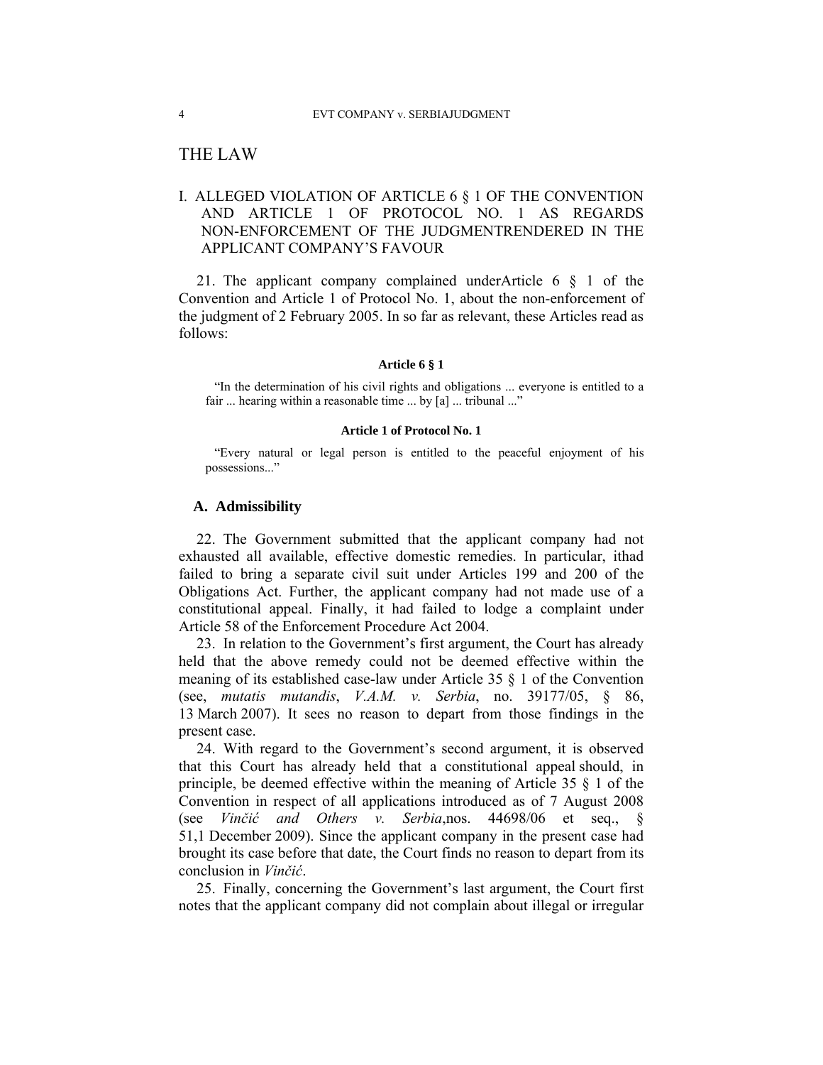# THE LAW

## I. ALLEGED VIOLATION OF ARTICLE 6 § 1 OF THE CONVENTION AND ARTICLE 1 OF PROTOCOL NO. 1 AS REGARDS NON-ENFORCEMENT OF THE JUDGMENTRENDERED IN THE APPLICANT COMPANY'S FAVOUR

21. The applicant company complained underArticle 6 § 1 of the Convention and Article 1 of Protocol No. 1, about the non-enforcement of the judgment of 2 February 2005. In so far as relevant, these Articles read as follows:

**Article 6 § 1**

> "In the determination of his civil rights and obligations ... everyone is entitled to a fair ... hearing within a reasonable time ... by [a] ... tribunal ..."

**Article 1 of Protocol No. 1**

> "Every natural or legal person is entitled to the peaceful enjoyment of his possessions..."

### A. Admissibility

22. The Government submitted that the applicant company had not exhausted all available, effective domestic remedies. In particular, ithad failed to bring a separate civil suit under Articles 199 and 200 of the Obligations Act. Further, the applicant company had not made use of a constitutional appeal. Finally, it had failed to lodge a complaint under Article 58 of the Enforcement Procedure Act 2004.

23. In relation to the Government's first argument, the Court has already held that the above remedy could not be deemed effective within the meaning of its established case-law under Article 35 § 1 of the Convention (see, *mutatis mutandis*, *V.A.M. v. Serbia*, no. 39177/05, § 86, 13 March 2007). It sees no reason to depart from those findings in the present case.

24. With regard to the Government's second argument, it is observed that this Court has already held that a constitutional appeal should, in principle, be deemed effective within the meaning of Article 35 § 1 of the Convention in respect of all applications introduced as of 7 August 2008 (see *Vinčić and Others v. Serbia*,nos. 44698/06 et seq., § 51,1 December 2009). Since the applicant company in the present case had brought its case before that date, the Court finds no reason to depart from its conclusion in *Vinčić*.

25. Finally, concerning the Government's last argument, the Court first notes that the applicant company did not complain about illegal or irregular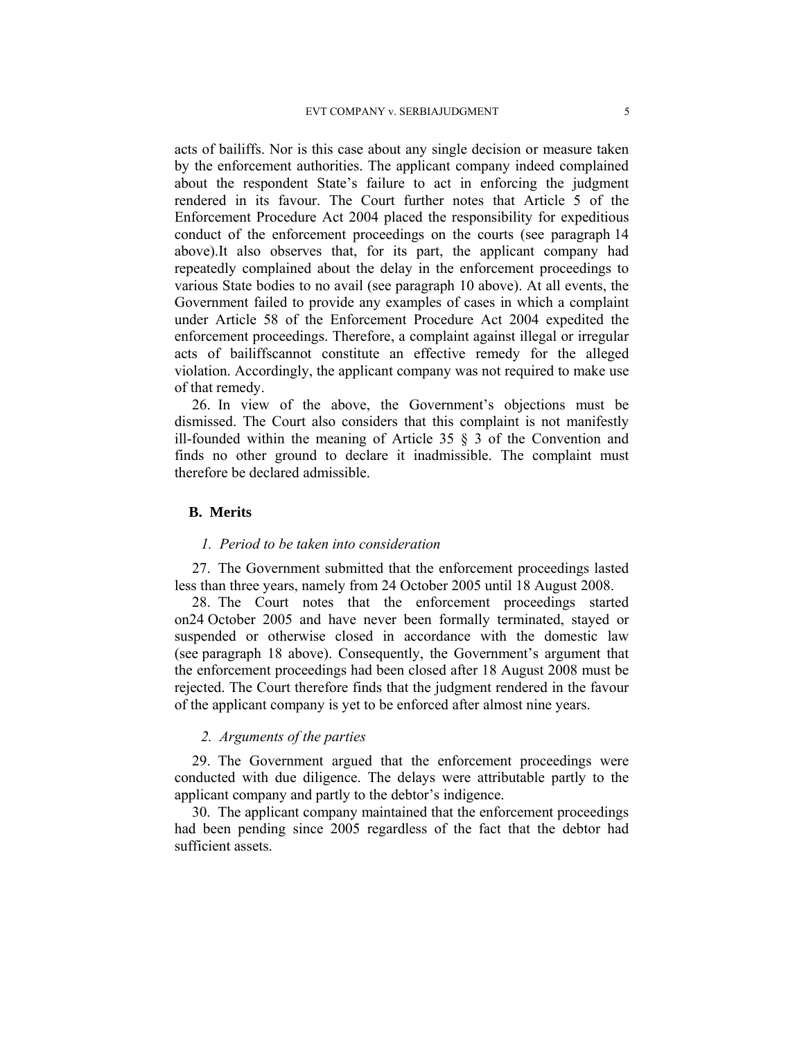acts of bailiffs. Nor is this case about any single decision or measure taken by the enforcement authorities. The applicant company indeed complained about the respondent State's failure to act in enforcing the judgment rendered in its favour. The Court further notes that Article 5 of the Enforcement Procedure Act 2004 placed the responsibility for expeditious conduct of the enforcement proceedings on the courts (see paragraph 14 above).It also observes that, for its part, the applicant company had repeatedly complained about the delay in the enforcement proceedings to various State bodies to no avail (see paragraph 10 above). At all events, the Government failed to provide any examples of cases in which a complaint under Article 58 of the Enforcement Procedure Act 2004 expedited the enforcement proceedings. Therefore, a complaint against illegal or irregular acts of bailiffscannot constitute an effective remedy for the alleged violation. Accordingly, the applicant company was not required to make use of that remedy.

26. In view of the above, the Government's objections must be dismissed. The Court also considers that this complaint is not manifestly ill-founded within the meaning of Article 35 § 3 of the Convention and finds no other ground to declare it inadmissible. The complaint must therefore be declared admissible.

### B. Merits

#### *1. Period to be taken into consideration*

27. The Government submitted that the enforcement proceedings lasted less than three years, namely from 24 October 2005 until 18 August 2008.

28. The Court notes that the enforcement proceedings started on24 October 2005 and have never been formally terminated, stayed or suspended or otherwise closed in accordance with the domestic law (see paragraph 18 above). Consequently, the Government's argument that the enforcement proceedings had been closed after 18 August 2008 must be rejected. The Court therefore finds that the judgment rendered in the favour of the applicant company is yet to be enforced after almost nine years.

#### *2. Arguments of the parties*

29. The Government argued that the enforcement proceedings were conducted with due diligence. The delays were attributable partly to the applicant company and partly to the debtor's indigence.

30. The applicant company maintained that the enforcement proceedings had been pending since 2005 regardless of the fact that the debtor had sufficient assets.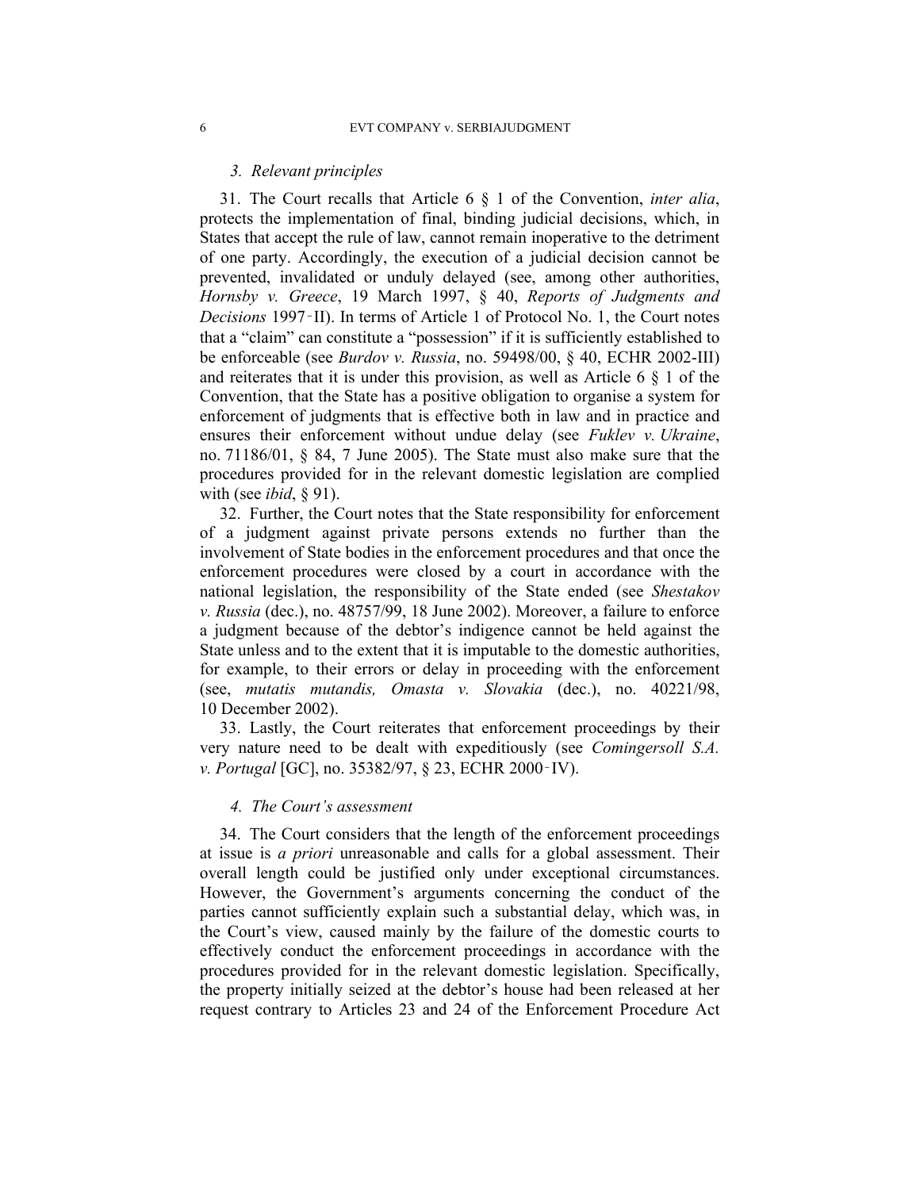### 3. Relevant principles

31. The Court recalls that Article 6 § 1 of the Convention, *inter alia*, protects the implementation of final, binding judicial decisions, which, in States that accept the rule of law, cannot remain inoperative to the detriment of one party. Accordingly, the execution of a judicial decision cannot be prevented, invalidated or unduly delayed (see, among other authorities, *Hornsby v. Greece*, 19 March 1997, § 40, *Reports of Judgments and Decisions* 1997‑II). In terms of Article 1 of Protocol No. 1, the Court notes that a "claim" can constitute a "possession" if it is sufficiently established to be enforceable (see *Burdov v. Russia*, no. 59498/00, § 40, ECHR 2002-III) and reiterates that it is under this provision, as well as Article 6 § 1 of the Convention, that the State has a positive obligation to organise a system for enforcement of judgments that is effective both in law and in practice and ensures their enforcement without undue delay (see *Fuklev v. Ukraine*, no. 71186/01, § 84, 7 June 2005). The State must also make sure that the procedures provided for in the relevant domestic legislation are complied with (see *ibid*, § 91).

32. Further, the Court notes that the State responsibility for enforcement of a judgment against private persons extends no further than the involvement of State bodies in the enforcement procedures and that once the enforcement procedures were closed by a court in accordance with the national legislation, the responsibility of the State ended (see *Shestakov v. Russia* (dec.), no. 48757/99, 18 June 2002). Moreover, a failure to enforce a judgment because of the debtor's indigence cannot be held against the State unless and to the extent that it is imputable to the domestic authorities, for example, to their errors or delay in proceeding with the enforcement (see, *mutatis mutandis, Omasta v. Slovakia* (dec.), no. 40221/98, 10 December 2002).

33. Lastly, the Court reiterates that enforcement proceedings by their very nature need to be dealt with expeditiously (see *Comingersoll S.A. v. Portugal* [GC], no. 35382/97, § 23, ECHR 2000‑IV).

### 4. The Court's assessment

34. The Court considers that the length of the enforcement proceedings at issue is *a priori* unreasonable and calls for a global assessment. Their overall length could be justified only under exceptional circumstances. However, the Government's arguments concerning the conduct of the parties cannot sufficiently explain such a substantial delay, which was, in the Court's view, caused mainly by the failure of the domestic courts to effectively conduct the enforcement proceedings in accordance with the procedures provided for in the relevant domestic legislation. Specifically, the property initially seized at the debtor's house had been released at her request contrary to Articles 23 and 24 of the Enforcement Procedure Act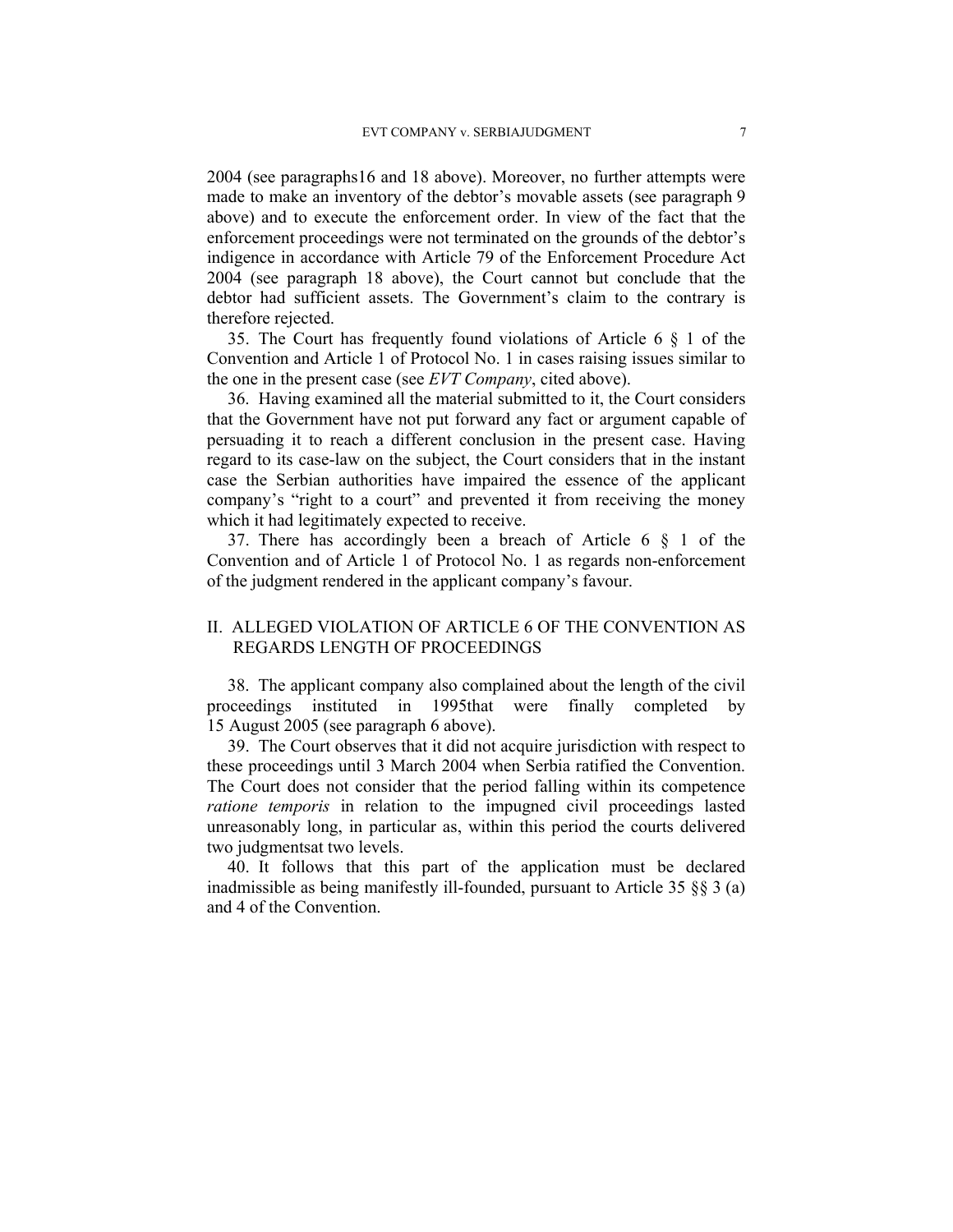2004 (see paragraphs16 and 18 above). Moreover, no further attempts were made to make an inventory of the debtor's movable assets (see paragraph 9 above) and to execute the enforcement order. In view of the fact that the enforcement proceedings were not terminated on the grounds of the debtor's indigence in accordance with Article 79 of the Enforcement Procedure Act 2004 (see paragraph 18 above), the Court cannot but conclude that the debtor had sufficient assets. The Government's claim to the contrary is therefore rejected.

35. The Court has frequently found violations of Article 6 § 1 of the Convention and Article 1 of Protocol No. 1 in cases raising issues similar to the one in the present case (see *EVT Company*, cited above).

36. Having examined all the material submitted to it, the Court considers that the Government have not put forward any fact or argument capable of persuading it to reach a different conclusion in the present case. Having regard to its case-law on the subject, the Court considers that in the instant case the Serbian authorities have impaired the essence of the applicant company's "right to a court" and prevented it from receiving the money which it had legitimately expected to receive.

37. There has accordingly been a breach of Article 6 § 1 of the Convention and of Article 1 of Protocol No. 1 as regards non-enforcement of the judgment rendered in the applicant company's favour.

## II. ALLEGED VIOLATION OF ARTICLE 6 OF THE CONVENTION AS REGARDS LENGTH OF PROCEEDINGS

38. The applicant company also complained about the length of the civil proceedings instituted in 1995that were finally completed by 15 August 2005 (see paragraph 6 above).

39. The Court observes that it did not acquire jurisdiction with respect to these proceedings until 3 March 2004 when Serbia ratified the Convention. The Court does not consider that the period falling within its competence *ratione temporis* in relation to the impugned civil proceedings lasted unreasonably long, in particular as, within this period the courts delivered two judgmentsat two levels.

40. It follows that this part of the application must be declared inadmissible as being manifestly ill-founded, pursuant to Article 35 §§ 3 (a) and 4 of the Convention.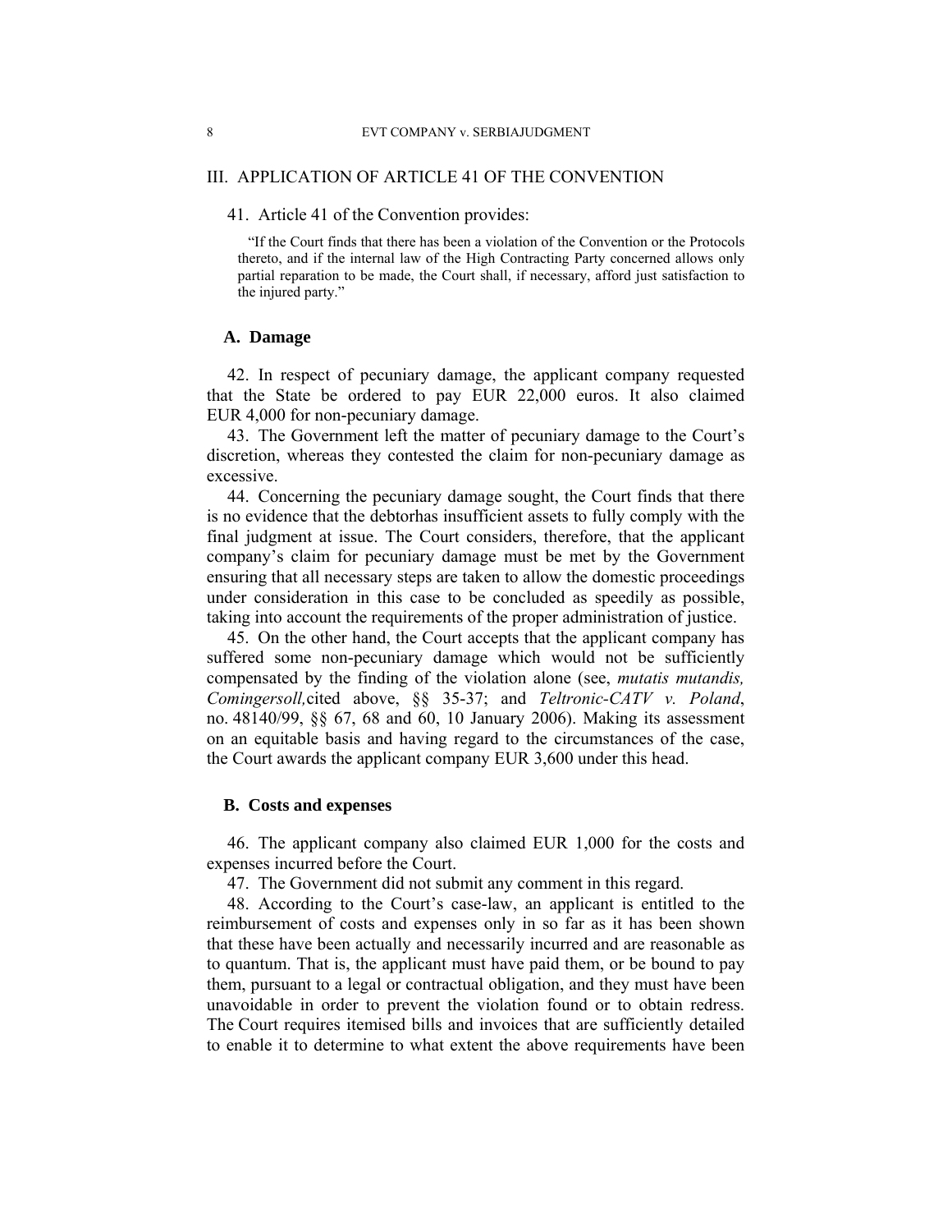## III. APPLICATION OF ARTICLE 41 OF THE CONVENTION

41. Article 41 of the Convention provides:

> "If the Court finds that there has been a violation of the Convention or the Protocols thereto, and if the internal law of the High Contracting Party concerned allows only partial reparation to be made, the Court shall, if necessary, afford just satisfaction to the injured party."

### A. Damage

42. In respect of pecuniary damage, the applicant company requested that the State be ordered to pay EUR 22,000 euros. It also claimed EUR 4,000 for non-pecuniary damage.

43. The Government left the matter of pecuniary damage to the Court's discretion, whereas they contested the claim for non-pecuniary damage as excessive.

44. Concerning the pecuniary damage sought, the Court finds that there is no evidence that the debtorhas insufficient assets to fully comply with the final judgment at issue. The Court considers, therefore, that the applicant company's claim for pecuniary damage must be met by the Government ensuring that all necessary steps are taken to allow the domestic proceedings under consideration in this case to be concluded as speedily as possible, taking into account the requirements of the proper administration of justice.

45. On the other hand, the Court accepts that the applicant company has suffered some non-pecuniary damage which would not be sufficiently compensated by the finding of the violation alone (see, *mutatis mutandis, Comingersoll,*cited above, §§ 35-37; and *Teltronic-CATV v. Poland*, no. 48140/99, §§ 67, 68 and 60, 10 January 2006). Making its assessment on an equitable basis and having regard to the circumstances of the case, the Court awards the applicant company EUR 3,600 under this head.

### B. Costs and expenses

46. The applicant company also claimed EUR 1,000 for the costs and expenses incurred before the Court.

47. The Government did not submit any comment in this regard.

48. According to the Court's case-law, an applicant is entitled to the reimbursement of costs and expenses only in so far as it has been shown that these have been actually and necessarily incurred and are reasonable as to quantum. That is, the applicant must have paid them, or be bound to pay them, pursuant to a legal or contractual obligation, and they must have been unavoidable in order to prevent the violation found or to obtain redress. The Court requires itemised bills and invoices that are sufficiently detailed to enable it to determine to what extent the above requirements have been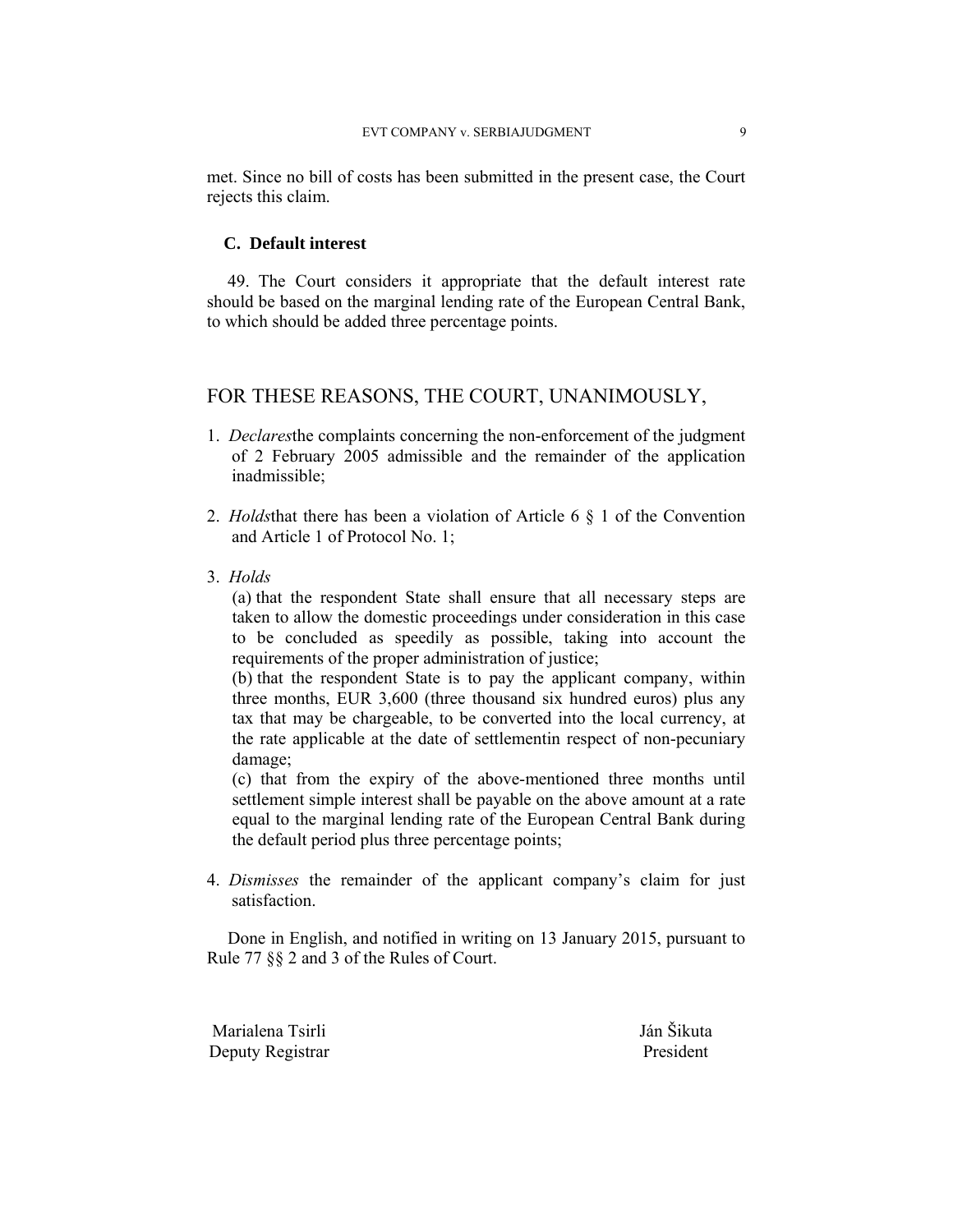met. Since no bill of costs has been submitted in the present case, the Court rejects this claim.

### C. Default interest

49. The Court considers it appropriate that the default interest rate should be based on the marginal lending rate of the European Central Bank, to which should be added three percentage points.

## FOR THESE REASONS, THE COURT, UNANIMOUSLY,

1. *Declares*the complaints concerning the non-enforcement of the judgment of 2 February 2005 admissible and the remainder of the application inadmissible;

2. *Holds*that there has been a violation of Article 6 § 1 of the Convention and Article 1 of Protocol No. 1;

3. *Holds*

   (a) that the respondent State shall ensure that all necessary steps are taken to allow the domestic proceedings under consideration in this case to be concluded as speedily as possible, taking into account the requirements of the proper administration of justice;

   (b) that the respondent State is to pay the applicant company, within three months, EUR 3,600 (three thousand six hundred euros) plus any tax that may be chargeable, to be converted into the local currency, at the rate applicable at the date of settlementin respect of non-pecuniary damage;

   (c) that from the expiry of the above-mentioned three months until settlement simple interest shall be payable on the above amount at a rate equal to the marginal lending rate of the European Central Bank during the default period plus three percentage points;

4. *Dismisses* the remainder of the applicant company's claim for just satisfaction.

Done in English, and notified in writing on 13 January 2015, pursuant to Rule 77 §§ 2 and 3 of the Rules of Court.

Marialena Tsirli
Deputy Registrar

Ján Šikuta
President